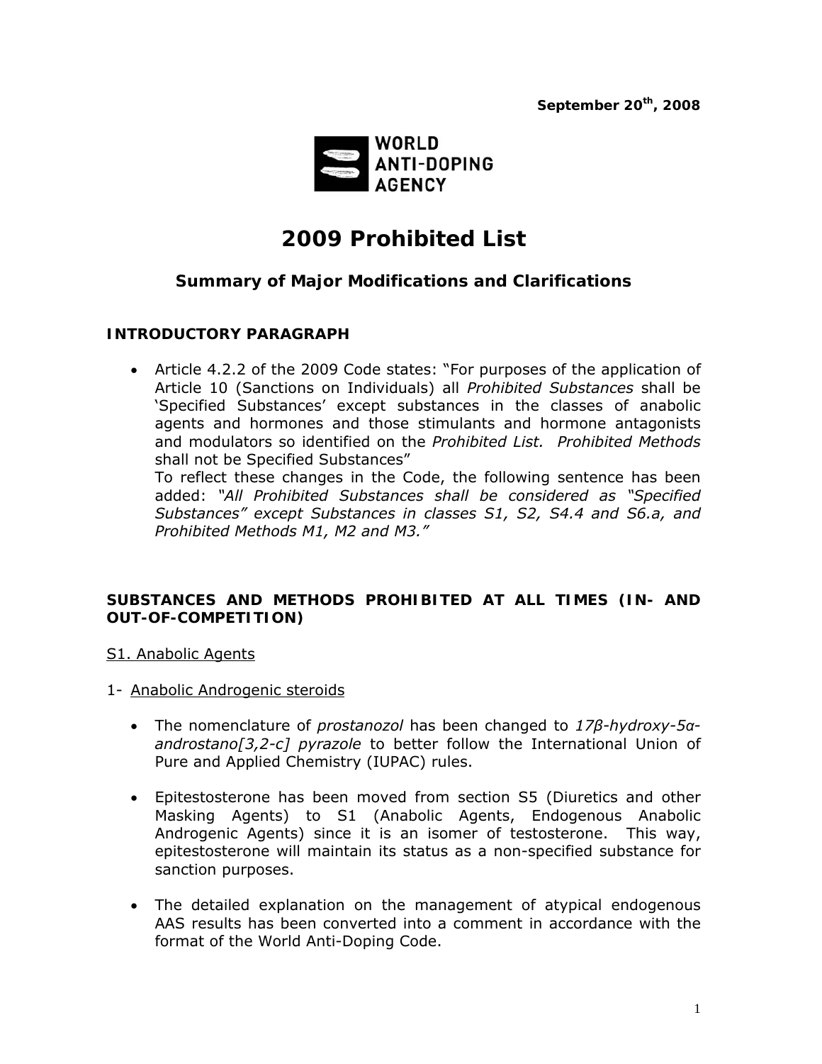**September 20th, 2008**

WORLD ANTI-DOPING AGENCY

# 2009 Prohibited List

## Summary of Major Modifications and Clarifications

### INTRODUCTORY PARAGRAPH

- Article 4.2.2 of the 2009 Code states: "For purposes of the application of Article 10 (Sanctions on Individuals) all *Prohibited Substances* shall be 'Specified Substances' except substances in the classes of anabolic agents and hormones and those stimulants and hormone antagonists and modulators so identified on the *Prohibited List. Prohibited Methods* shall not be Specified Substances"
  To reflect these changes in the Code, the following sentence has been added: *"All Prohibited Substances shall be considered as "Specified Substances" except Substances in classes S1, S2, S4.4 and S6.a, and Prohibited Methods M1, M2 and M3."*

### SUBSTANCES AND METHODS PROHIBITED AT ALL TIMES (IN- AND OUT-OF-COMPETITION)

S1. Anabolic Agents

1- Anabolic Androgenic steroids

- The nomenclature of *prostanozol* has been changed to *17β-hydroxy-5α-androstano[3,2-c] pyrazole* to better follow the International Union of Pure and Applied Chemistry (IUPAC) rules.

- Epitestosterone has been moved from section S5 (Diuretics and other Masking Agents) to S1 (Anabolic Agents, Endogenous Anabolic Androgenic Agents) since it is an isomer of testosterone. This way, epitestosterone will maintain its status as a non-specified substance for sanction purposes.

- The detailed explanation on the management of atypical endogenous AAS results has been converted into a comment in accordance with the format of the World Anti-Doping Code.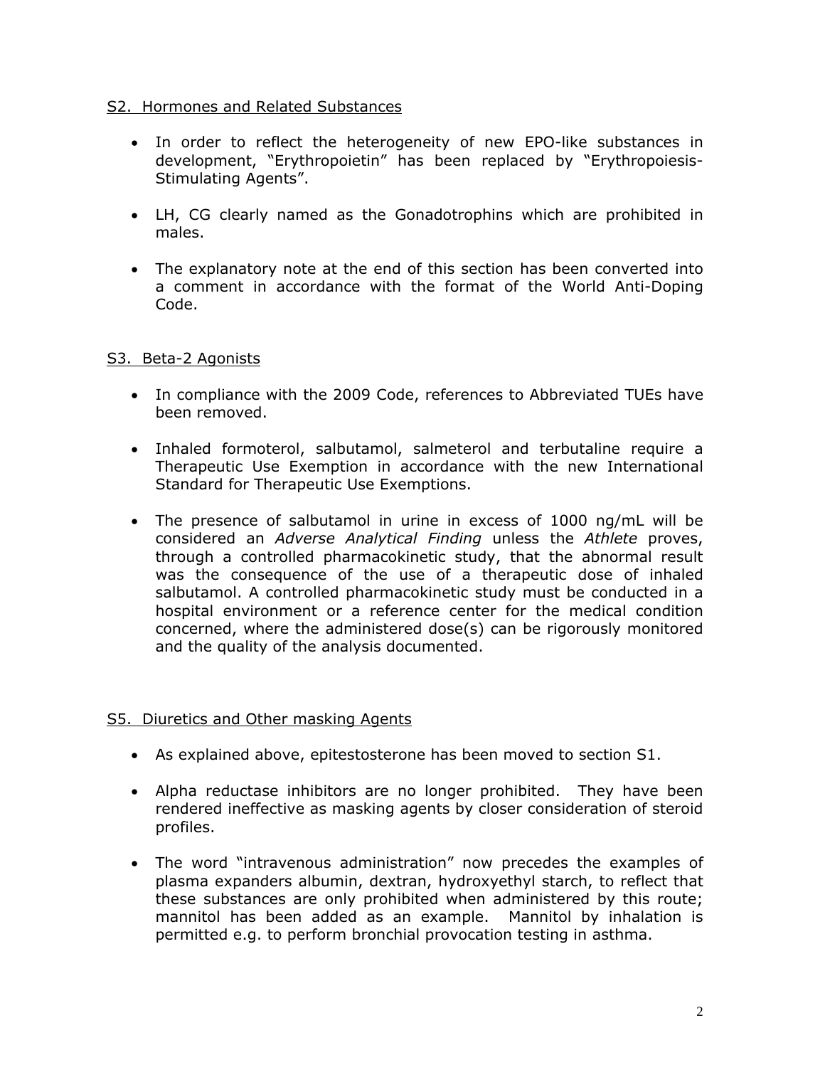## S2. Hormones and Related Substances

- In order to reflect the heterogeneity of new EPO-like substances in development, "Erythropoietin" has been replaced by "Erythropoiesis-Stimulating Agents".

- LH, CG clearly named as the Gonadotrophins which are prohibited in males.

- The explanatory note at the end of this section has been converted into a comment in accordance with the format of the World Anti-Doping Code.

## S3. Beta-2 Agonists

- In compliance with the 2009 Code, references to Abbreviated TUEs have been removed.

- Inhaled formoterol, salbutamol, salmeterol and terbutaline require a Therapeutic Use Exemption in accordance with the new International Standard for Therapeutic Use Exemptions.

- The presence of salbutamol in urine in excess of 1000 ng/mL will be considered an *Adverse Analytical Finding* unless the *Athlete* proves, through a controlled pharmacokinetic study, that the abnormal result was the consequence of the use of a therapeutic dose of inhaled salbutamol. A controlled pharmacokinetic study must be conducted in a hospital environment or a reference center for the medical condition concerned, where the administered dose(s) can be rigorously monitored and the quality of the analysis documented.

## S5. Diuretics and Other masking Agents

- As explained above, epitestosterone has been moved to section S1.

- Alpha reductase inhibitors are no longer prohibited. They have been rendered ineffective as masking agents by closer consideration of steroid profiles.

- The word "intravenous administration" now precedes the examples of plasma expanders albumin, dextran, hydroxyethyl starch, to reflect that these substances are only prohibited when administered by this route; mannitol has been added as an example. Mannitol by inhalation is permitted e.g. to perform bronchial provocation testing in asthma.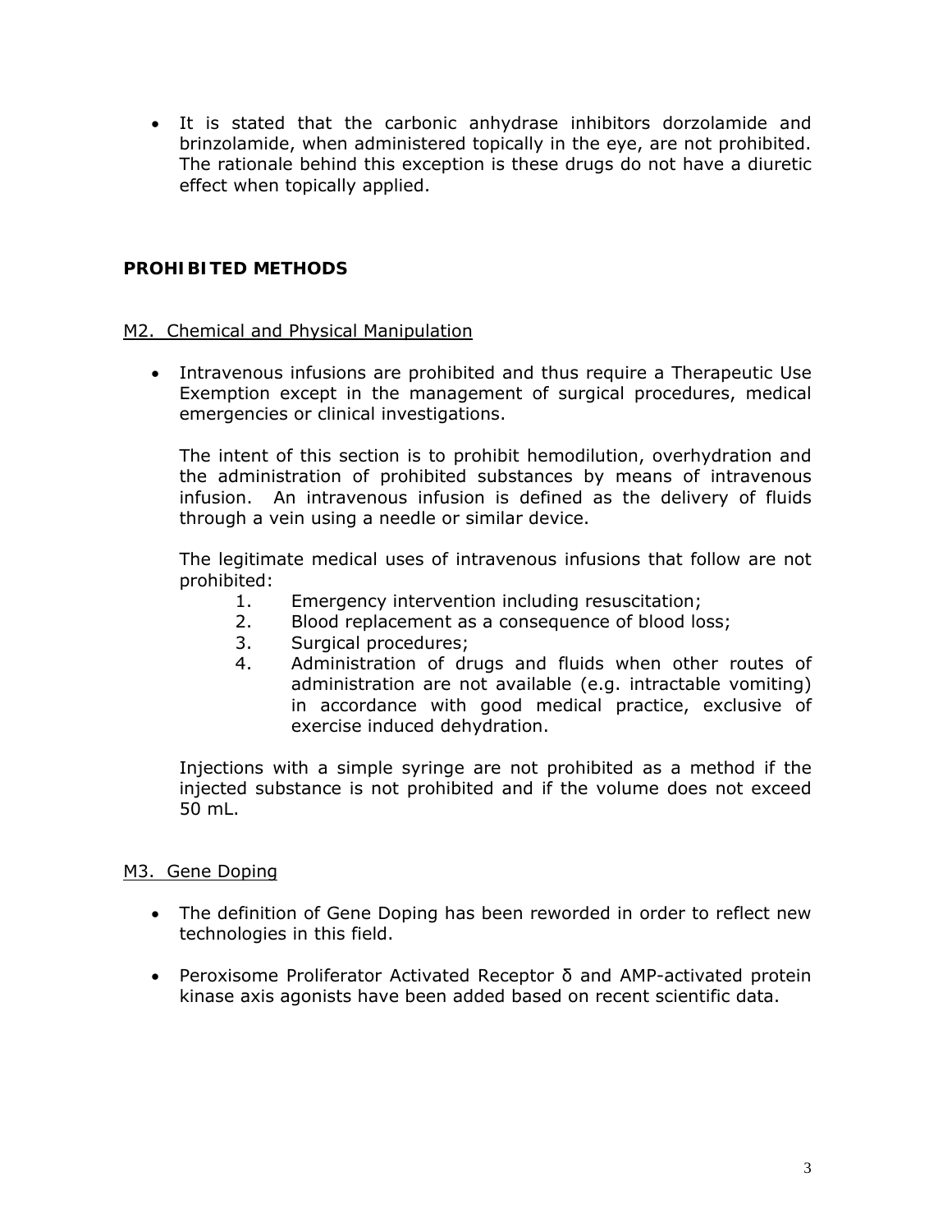- It is stated that the carbonic anhydrase inhibitors dorzolamide and brinzolamide, when administered topically in the eye, are not prohibited. The rationale behind this exception is these drugs do not have a diuretic effect when topically applied.

## PROHIBITED METHODS

### M2. Chemical and Physical Manipulation

- Intravenous infusions are prohibited and thus require a Therapeutic Use Exemption except in the management of surgical procedures, medical emergencies or clinical investigations.

  The intent of this section is to prohibit hemodilution, overhydration and the administration of prohibited substances by means of intravenous infusion. An intravenous infusion is defined as the delivery of fluids through a vein using a needle or similar device.

  The legitimate medical uses of intravenous infusions that follow are not prohibited:

  1. Emergency intervention including resuscitation;
  2. Blood replacement as a consequence of blood loss;
  3. Surgical procedures;
  4. Administration of drugs and fluids when other routes of administration are not available (e.g. intractable vomiting) in accordance with good medical practice, exclusive of exercise induced dehydration.

  Injections with a simple syringe are not prohibited as a method if the injected substance is not prohibited and if the volume does not exceed 50 mL.

### M3. Gene Doping

- The definition of Gene Doping has been reworded in order to reflect new technologies in this field.
- Peroxisome Proliferator Activated Receptor δ and AMP-activated protein kinase axis agonists have been added based on recent scientific data.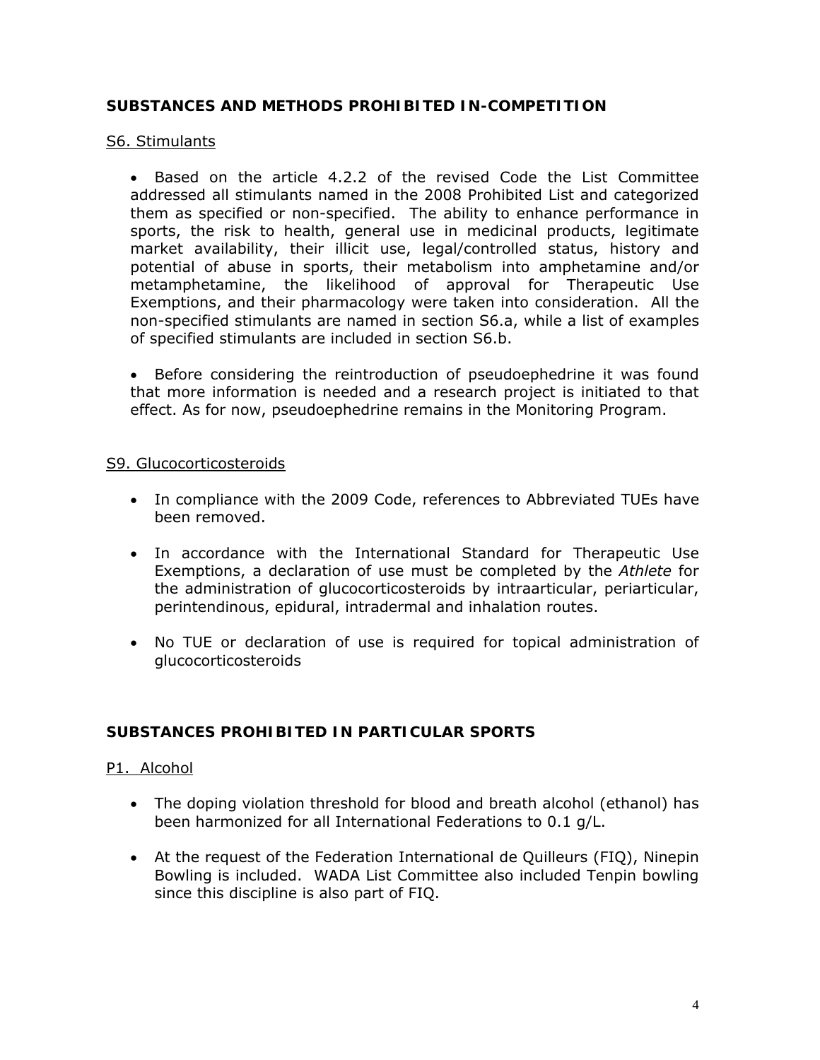## SUBSTANCES AND METHODS PROHIBITED IN-COMPETITION

### S6. Stimulants

- Based on the article 4.2.2 of the revised Code the List Committee addressed all stimulants named in the 2008 Prohibited List and categorized them as specified or non-specified. The ability to enhance performance in sports, the risk to health, general use in medicinal products, legitimate market availability, their illicit use, legal/controlled status, history and potential of abuse in sports, their metabolism into amphetamine and/or metamphetamine, the likelihood of approval for Therapeutic Use Exemptions, and their pharmacology were taken into consideration. All the non-specified stimulants are named in section S6.a, while a list of examples of specified stimulants are included in section S6.b.

- Before considering the reintroduction of pseudoephedrine it was found that more information is needed and a research project is initiated to that effect. As for now, pseudoephedrine remains in the Monitoring Program.

### S9. Glucocorticosteroids

- In compliance with the 2009 Code, references to Abbreviated TUEs have been removed.
- In accordance with the International Standard for Therapeutic Use Exemptions, a declaration of use must be completed by the *Athlete* for the administration of glucocorticosteroids by intraarticular, periarticular, perintendinous, epidural, intradermal and inhalation routes.
- No TUE or declaration of use is required for topical administration of glucocorticosteroids

## SUBSTANCES PROHIBITED IN PARTICULAR SPORTS

### P1. Alcohol

- The doping violation threshold for blood and breath alcohol (ethanol) has been harmonized for all International Federations to 0.1 g/L.
- At the request of the Federation International de Quilleurs (FIQ), Ninepin Bowling is included. WADA List Committee also included Tenpin bowling since this discipline is also part of FIQ.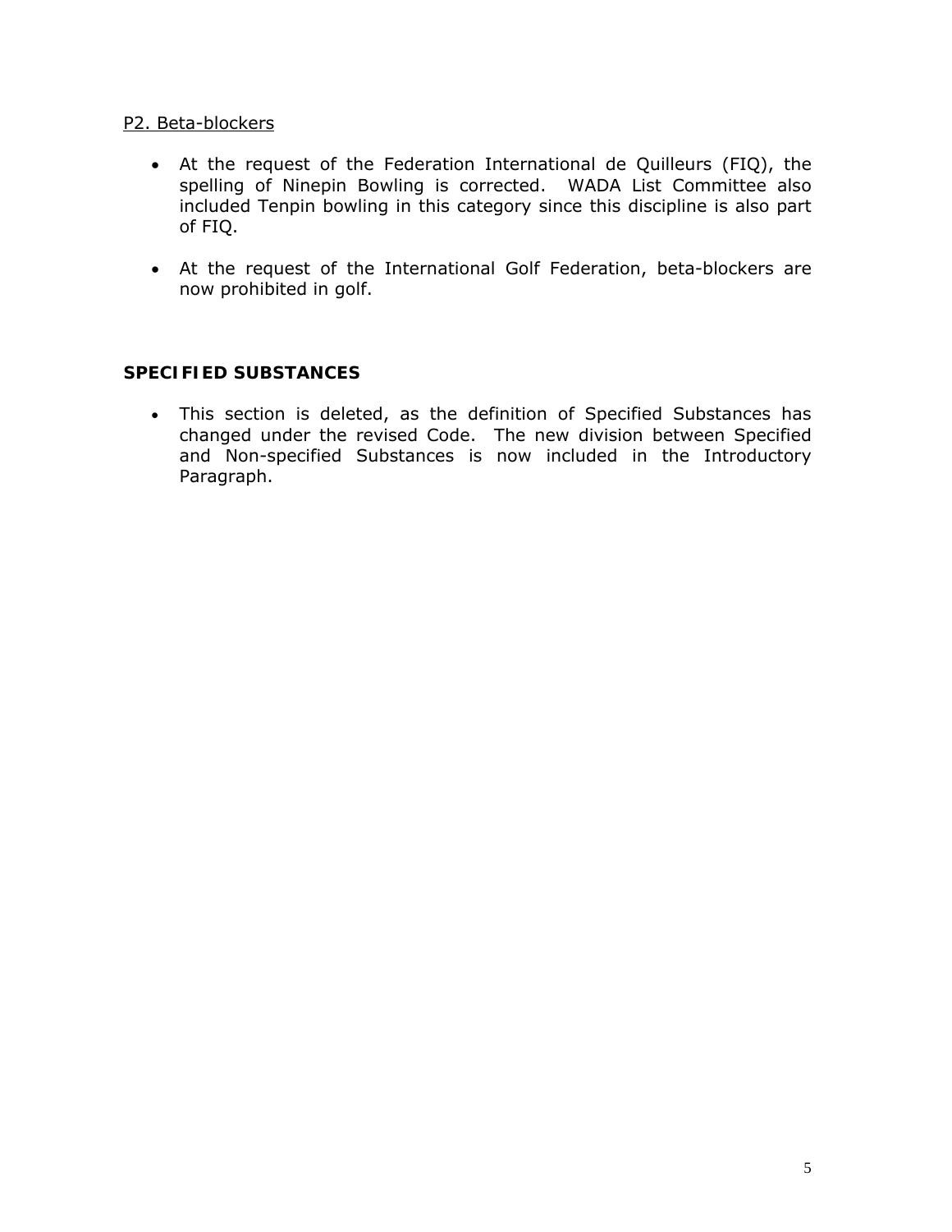P2. Beta-blockers

- At the request of the Federation International de Quilleurs (FIQ), the spelling of Ninepin Bowling is corrected. WADA List Committee also included Tenpin bowling in this category since this discipline is also part of FIQ.
- At the request of the International Golf Federation, beta-blockers are now prohibited in golf.

**SPECIFIED SUBSTANCES**

- This section is deleted, as the definition of Specified Substances has changed under the revised Code. The new division between Specified and Non-specified Substances is now included in the Introductory Paragraph.